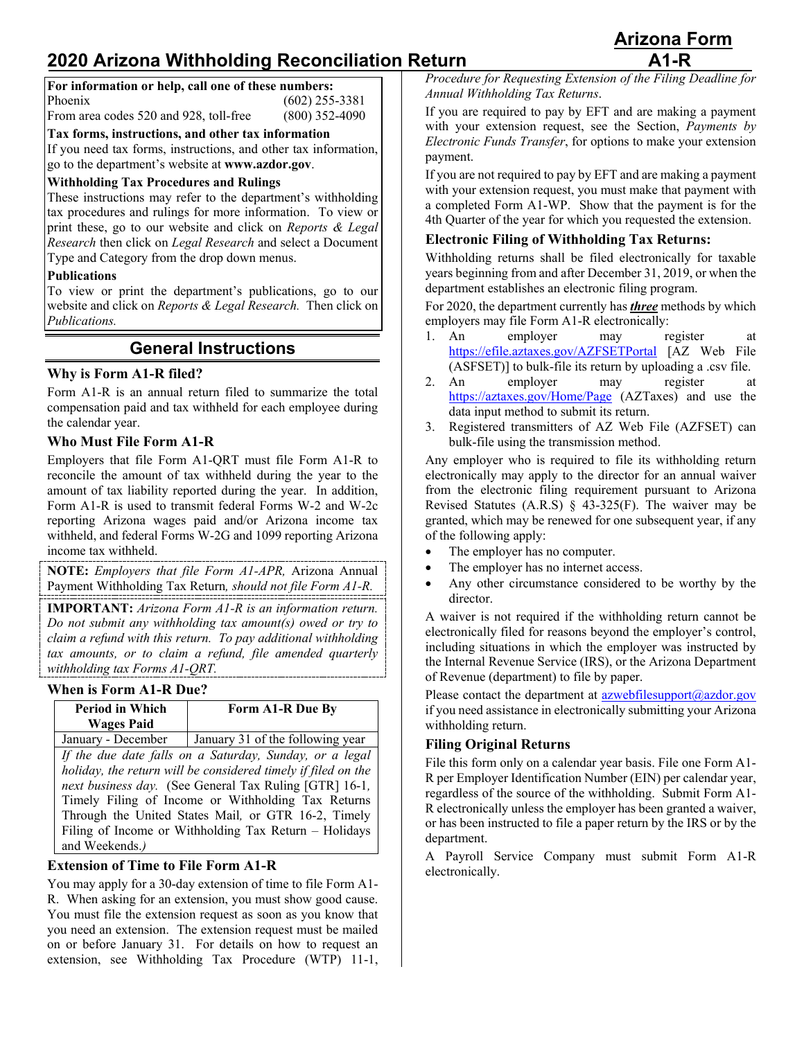# 2020 Arizona Withholding Reconciliation Return

**Arizona Form A1-R**

**For information or help, call one of these numbers:**

| | |
|---|---|
| Phoenix | (602) 255-3381 |
| From area codes 520 and 928, toll-free | (800) 352-4090 |

**Tax forms, instructions, and other tax information**

If you need tax forms, instructions, and other tax information, go to the department's website at **www.azdor.gov**.

**Withholding Tax Procedures and Rulings**

These instructions may refer to the department's withholding tax procedures and rulings for more information. To view or print these, go to our website and click on *Reports & Legal Research* then click on *Legal Research* and select a Document Type and Category from the drop down menus.

**Publications**

To view or print the department's publications, go to our website and click on *Reports & Legal Research.* Then click on *Publications.*

## General Instructions

### Why is Form A1-R filed?

Form A1-R is an annual return filed to summarize the total compensation paid and tax withheld for each employee during the calendar year.

### Who Must File Form A1-R

Employers that file Form A1-QRT must file Form A1-R to reconcile the amount of tax withheld during the year to the amount of tax liability reported during the year. In addition, Form A1-R is used to transmit federal Forms W-2 and W-2c reporting Arizona wages paid and/or Arizona income tax withheld, and federal Forms W-2G and 1099 reporting Arizona income tax withheld.

**NOTE:** *Employers that file Form A1-APR,* Arizona Annual Payment Withholding Tax Return*, should not file Form A1-R.*

**IMPORTANT:** *Arizona Form A1-R is an information return. Do not submit any withholding tax amount(s) owed or try to claim a refund with this return. To pay additional withholding tax amounts, or to claim a refund, file amended quarterly withholding tax Forms A1-QRT.*

### When is Form A1-R Due?

| Period in Which Wages Paid | Form A1-R Due By |
|---|---|
| January - December | January 31 of the following year |

*If the due date falls on a Saturday, Sunday, or a legal holiday, the return will be considered timely if filed on the next business day. (See General Tax Ruling [GTR] 16-1,* Timely Filing of Income or Withholding Tax Returns Through the United States Mail*, or GTR 16-2,* Timely Filing of Income or Withholding Tax Return – Holidays and Weekends.*)*

### Extension of Time to File Form A1-R

You may apply for a 30-day extension of time to file Form A1-R. When asking for an extension, you must show good cause. You must file the extension request as soon as you know that you need an extension. The extension request must be mailed on or before January 31. For details on how to request an extension, see Withholding Tax Procedure (WTP) 11-1, *Procedure for Requesting Extension of the Filing Deadline for Annual Withholding Tax Returns*.

If you are required to pay by EFT and are making a payment with your extension request, see the Section, *Payments by Electronic Funds Transfer*, for options to make your extension payment.

If you are not required to pay by EFT and are making a payment with your extension request, you must make that payment with a completed Form A1-WP. Show that the payment is for the 4th Quarter of the year for which you requested the extension.

### Electronic Filing of Withholding Tax Returns:

Withholding returns shall be filed electronically for taxable years beginning from and after December 31, 2019, or when the department establishes an electronic filing program.

For 2020, the department currently has ***three*** methods by which employers may file Form A1-R electronically:

1. An employer may register at https://efile.aztaxes.gov/AZFSETPortal [AZ Web File (ASFSET)] to bulk-file its return by uploading a .csv file.
2. An employer may register at https://aztaxes.gov/Home/Page (AZTaxes) and use the data input method to submit its return.
3. Registered transmitters of AZ Web File (AZFSET) can bulk-file using the transmission method.

Any employer who is required to file its withholding return electronically may apply to the director for an annual waiver from the electronic filing requirement pursuant to Arizona Revised Statutes (A.R.S) § 43-325(F). The waiver may be granted, which may be renewed for one subsequent year, if any of the following apply:

- The employer has no computer.
- The employer has no internet access.
- Any other circumstance considered to be worthy by the director.

A waiver is not required if the withholding return cannot be electronically filed for reasons beyond the employer's control, including situations in which the employer was instructed by the Internal Revenue Service (IRS), or the Arizona Department of Revenue (department) to file by paper.

Please contact the department at azwebfilesupport@azdor.gov if you need assistance in electronically submitting your Arizona withholding return.

### Filing Original Returns

File this form only on a calendar year basis. File one Form A1-R per Employer Identification Number (EIN) per calendar year, regardless of the source of the withholding. Submit Form A1-R electronically unless the employer has been granted a waiver, or has been instructed to file a paper return by the IRS or by the department.

A Payroll Service Company must submit Form A1-R electronically.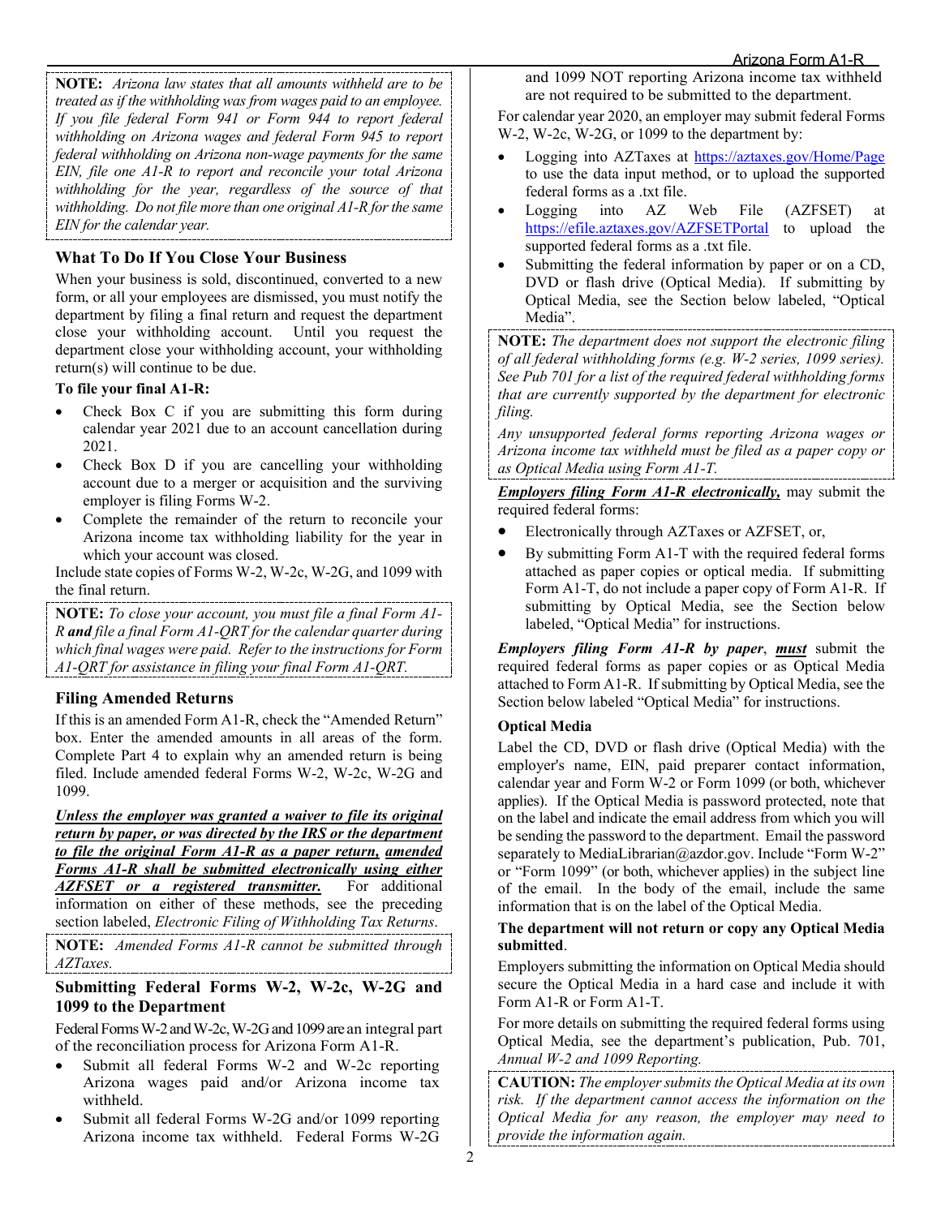**NOTE:** *Arizona law states that all amounts withheld are to be treated as if the withholding was from wages paid to an employee. If you file federal Form 941 or Form 944 to report federal withholding on Arizona wages and federal Form 945 to report federal withholding on Arizona non-wage payments for the same EIN, file one A1-R to report and reconcile your total Arizona withholding for the year, regardless of the source of that withholding. Do not file more than one original A1-R for the same EIN for the calendar year.*

### What To Do If You Close Your Business

When your business is sold, discontinued, converted to a new form, or all your employees are dismissed, you must notify the department by filing a final return and request the department close your withholding account. Until you request the department close your withholding account, your withholding return(s) will continue to be due.

**To file your final A1-R:**

- Check Box C if you are submitting this form during calendar year 2021 due to an account cancellation during 2021.
- Check Box D if you are cancelling your withholding account due to a merger or acquisition and the surviving employer is filing Forms W-2.
- Complete the remainder of the return to reconcile your Arizona income tax withholding liability for the year in which your account was closed.

Include state copies of Forms W-2, W-2c, W-2G, and 1099 with the final return.

**NOTE:** *To close your account, you must file a final Form A1-R **and** file a final Form A1-QRT for the calendar quarter during which final wages were paid. Refer to the instructions for Form A1-QRT for assistance in filing your final Form A1-QRT.*

### Filing Amended Returns

If this is an amended Form A1-R, check the "Amended Return" box. Enter the amended amounts in all areas of the form. Complete Part 4 to explain why an amended return is being filed. Include amended federal Forms W-2, W-2c, W-2G and 1099.

***Unless the employer was granted a waiver to file its original return by paper, or was directed by the IRS or the department to file the original Form A1-R as a paper return, amended Forms A1-R shall be submitted electronically using either AZFSET or a registered transmitter.*** For additional information on either of these methods, see the preceding section labeled, *Electronic Filing of Withholding Tax Returns*.

**NOTE:** *Amended Forms A1-R cannot be submitted through AZTaxes.*

### Submitting Federal Forms W-2, W-2c, W-2G and 1099 to the Department

Federal Forms W-2 and W-2c, W-2G and 1099 are an integral part of the reconciliation process for Arizona Form A1-R.

- Submit all federal Forms W-2 and W-2c reporting Arizona wages paid and/or Arizona income tax withheld.
- Submit all federal Forms W-2G and/or 1099 reporting Arizona income tax withheld. Federal Forms W-2G and 1099 NOT reporting Arizona income tax withheld are not required to be submitted to the department.

For calendar year 2020, an employer may submit federal Forms W-2, W-2c, W-2G, or 1099 to the department by:

- Logging into AZTaxes at https://aztaxes.gov/Home/Page to use the data input method, or to upload the supported federal forms as a .txt file.
- Logging into AZ Web File (AZFSET) at https://efile.aztaxes.gov/AZFSETPortal to upload the supported federal forms as a .txt file.
- Submitting the federal information by paper or on a CD, DVD or flash drive (Optical Media). If submitting by Optical Media, see the Section below labeled, "Optical Media".

**NOTE:** *The department does not support the electronic filing of all federal withholding forms (e.g. W-2 series, 1099 series). See Pub 701 for a list of the required federal withholding forms that are currently supported by the department for electronic filing.*

*Any unsupported federal forms reporting Arizona wages or Arizona income tax withheld must be filed as a paper copy or as Optical Media using Form A1-T.*

***Employers filing Form A1-R electronically,*** may submit the required federal forms:

- Electronically through AZTaxes or AZFSET, or,
- By submitting Form A1-T with the required federal forms attached as paper copies or optical media. If submitting Form A1-T, do not include a paper copy of Form A1-R. If submitting by Optical Media, see the Section below labeled, "Optical Media" for instructions.

***Employers filing Form A1-R by paper***, ***must*** submit the required federal forms as paper copies or as Optical Media attached to Form A1-R. If submitting by Optical Media, see the Section below labeled "Optical Media" for instructions.

#### Optical Media

Label the CD, DVD or flash drive (Optical Media) with the employer's name, EIN, paid preparer contact information, calendar year and Form W-2 or Form 1099 (or both, whichever applies). If the Optical Media is password protected, note that on the label and indicate the email address from which you will be sending the password to the department. Email the password separately to MediaLibrarian@azdor.gov. Include "Form W-2" or "Form 1099" (or both, whichever applies) in the subject line of the email. In the body of the email, include the same information that is on the label of the Optical Media.

**The department will not return or copy any Optical Media submitted**.

Employers submitting the information on Optical Media should secure the Optical Media in a hard case and include it with Form A1-R or Form A1-T.

For more details on submitting the required federal forms using Optical Media, see the department's publication, Pub. 701, *Annual W-2 and 1099 Reporting.*

**CAUTION:** *The employer submits the Optical Media at its own risk. If the department cannot access the information on the Optical Media for any reason, the employer may need to provide the information again.*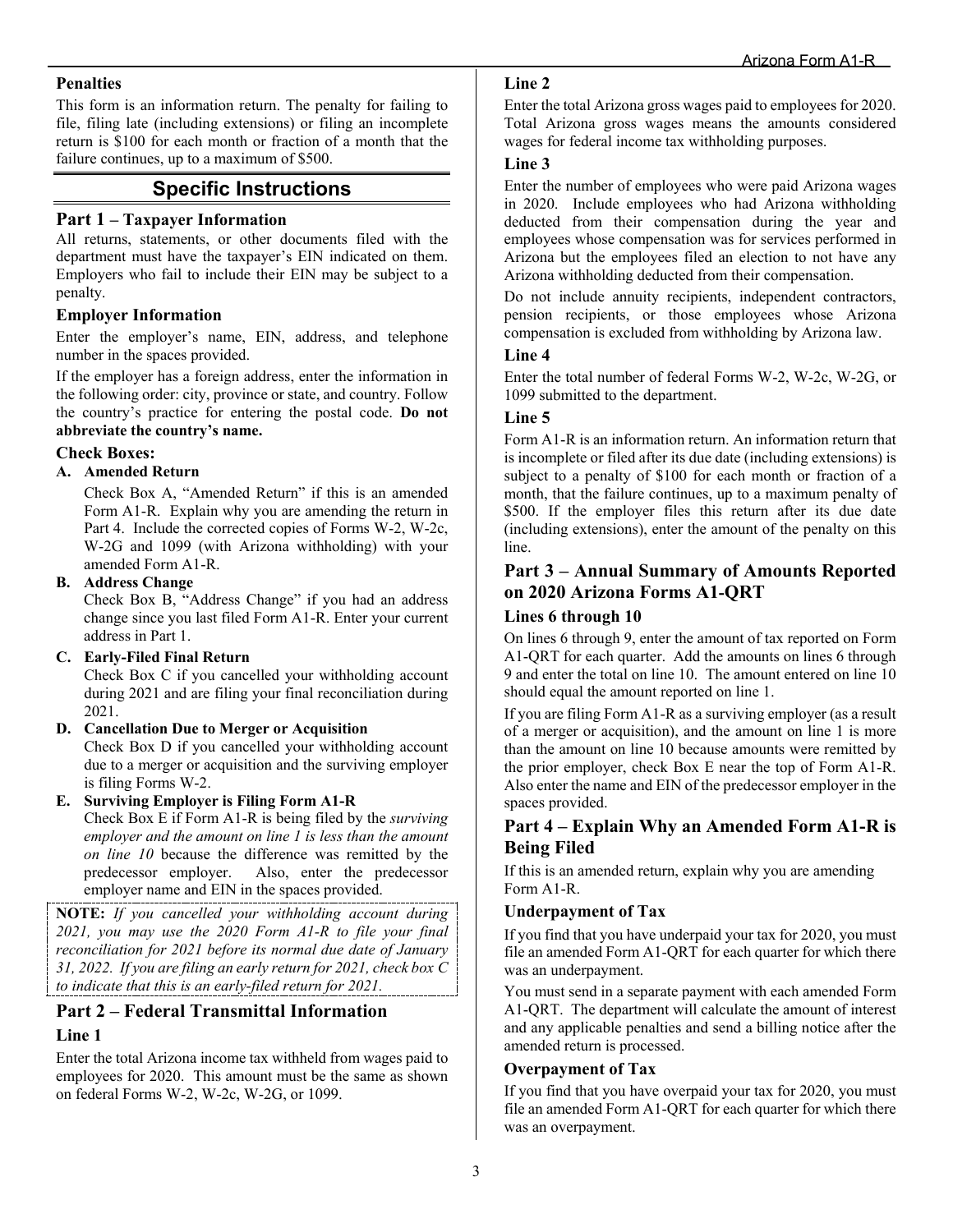## Penalties

This form is an information return. The penalty for failing to file, filing late (including extensions) or filing an incomplete return is $100 for each month or fraction of a month that the failure continues, up to a maximum of $500.

# Specific Instructions

## Part 1 – Taxpayer Information

All returns, statements, or other documents filed with the department must have the taxpayer's EIN indicated on them. Employers who fail to include their EIN may be subject to a penalty.

### Employer Information

Enter the employer's name, EIN, address, and telephone number in the spaces provided.

If the employer has a foreign address, enter the information in the following order: city, province or state, and country. Follow the country's practice for entering the postal code. **Do not abbreviate the country's name.**

### Check Boxes:

**A. Amended Return**

Check Box A, "Amended Return" if this is an amended Form A1-R. Explain why you are amending the return in Part 4. Include the corrected copies of Forms W-2, W-2c, W-2G and 1099 (with Arizona withholding) with your amended Form A1-R.

**B. Address Change**

Check Box B, "Address Change" if you had an address change since you last filed Form A1-R. Enter your current address in Part 1.

**C. Early-Filed Final Return**

Check Box C if you cancelled your withholding account during 2021 and are filing your final reconciliation during 2021.

**D. Cancellation Due to Merger or Acquisition**

Check Box D if you cancelled your withholding account due to a merger or acquisition and the surviving employer is filing Forms W-2.

**E. Surviving Employer is Filing Form A1-R**

Check Box E if Form A1-R is being filed by the *surviving employer and the amount on line 1 is less than the amount on line 10* because the difference was remitted by the predecessor employer. Also, enter the predecessor employer name and EIN in the spaces provided.

**NOTE:** *If you cancelled your withholding account during 2021, you may use the 2020 Form A1-R to file your final reconciliation for 2021 before its normal due date of January 31, 2022. If you are filing an early return for 2021, check box C to indicate that this is an early-filed return for 2021.*

## Part 2 – Federal Transmittal Information

### Line 1

Enter the total Arizona income tax withheld from wages paid to employees for 2020. This amount must be the same as shown on federal Forms W-2, W-2c, W-2G, or 1099.

### Line 2

Enter the total Arizona gross wages paid to employees for 2020. Total Arizona gross wages means the amounts considered wages for federal income tax withholding purposes.

### Line 3

Enter the number of employees who were paid Arizona wages in 2020. Include employees who had Arizona withholding deducted from their compensation during the year and employees whose compensation was for services performed in Arizona but the employees filed an election to not have any Arizona withholding deducted from their compensation.

Do not include annuity recipients, independent contractors, pension recipients, or those employees whose Arizona compensation is excluded from withholding by Arizona law.

### Line 4

Enter the total number of federal Forms W-2, W-2c, W-2G, or 1099 submitted to the department.

### Line 5

Form A1-R is an information return. An information return that is incomplete or filed after its due date (including extensions) is subject to a penalty of $100 for each month or fraction of a month, that the failure continues, up to a maximum penalty of $500. If the employer files this return after its due date (including extensions), enter the amount of the penalty on this line.

## Part 3 – Annual Summary of Amounts Reported on 2020 Arizona Forms A1-QRT

### Lines 6 through 10

On lines 6 through 9, enter the amount of tax reported on Form A1-QRT for each quarter. Add the amounts on lines 6 through 9 and enter the total on line 10. The amount entered on line 10 should equal the amount reported on line 1.

If you are filing Form A1-R as a surviving employer (as a result of a merger or acquisition), and the amount on line 1 is more than the amount on line 10 because amounts were remitted by the prior employer, check Box E near the top of Form A1-R. Also enter the name and EIN of the predecessor employer in the spaces provided.

## Part 4 – Explain Why an Amended Form A1-R is Being Filed

If this is an amended return, explain why you are amending Form A1-R.

### Underpayment of Tax

If you find that you have underpaid your tax for 2020, you must file an amended Form A1-QRT for each quarter for which there was an underpayment.

You must send in a separate payment with each amended Form A1-QRT. The department will calculate the amount of interest and any applicable penalties and send a billing notice after the amended return is processed.

### Overpayment of Tax

If you find that you have overpaid your tax for 2020, you must file an amended Form A1-QRT for each quarter for which there was an overpayment.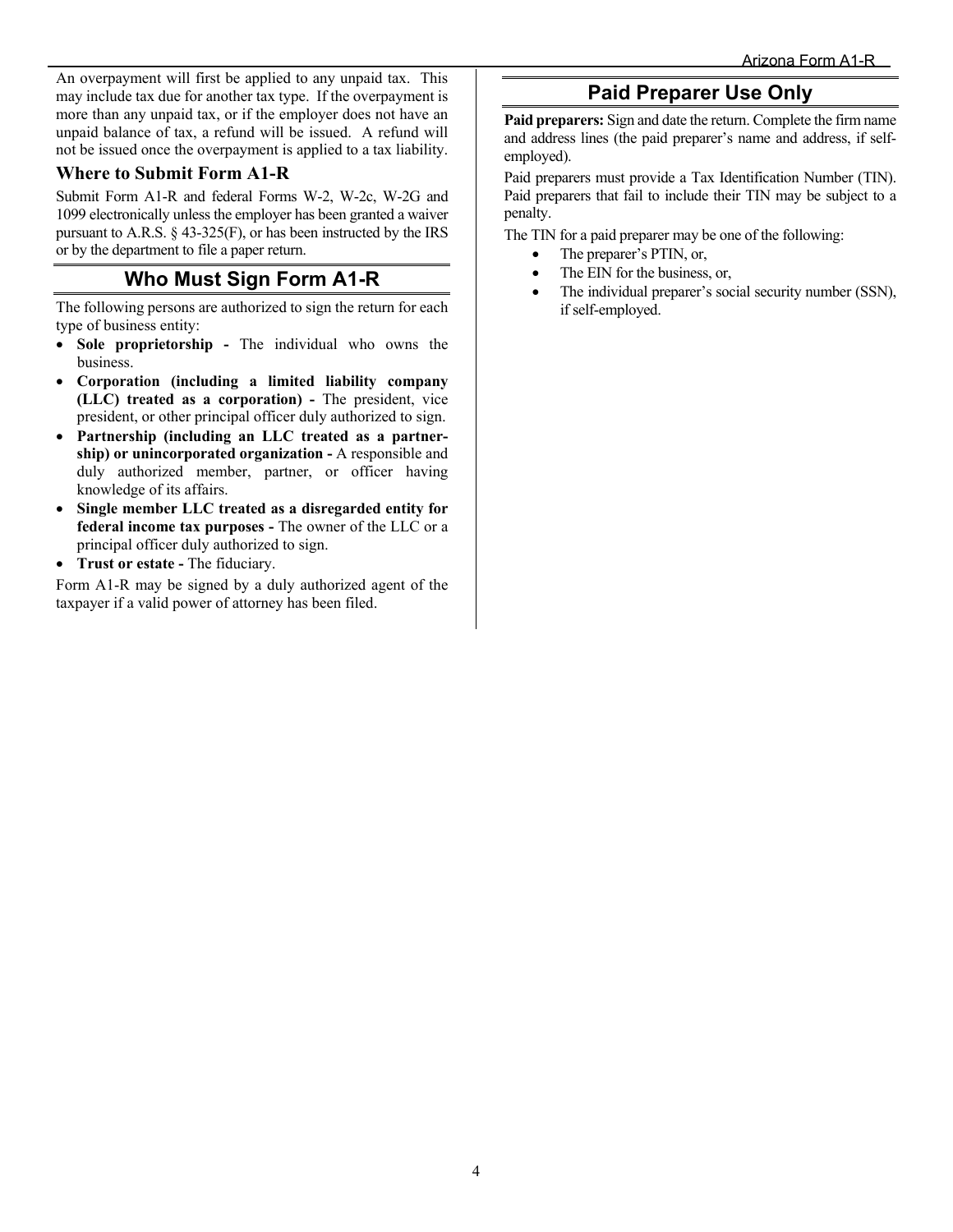An overpayment will first be applied to any unpaid tax. This may include tax due for another tax type. If the overpayment is more than any unpaid tax, or if the employer does not have an unpaid balance of tax, a refund will be issued. A refund will not be issued once the overpayment is applied to a tax liability.

### Where to Submit Form A1-R

Submit Form A1-R and federal Forms W-2, W-2c, W-2G and 1099 electronically unless the employer has been granted a waiver pursuant to A.R.S. § 43-325(F), or has been instructed by the IRS or by the department to file a paper return.

## Who Must Sign Form A1-R

The following persons are authorized to sign the return for each type of business entity:

- **Sole proprietorship -** The individual who owns the business.
- **Corporation (including a limited liability company (LLC) treated as a corporation) -** The president, vice president, or other principal officer duly authorized to sign.
- **Partnership (including an LLC treated as a partnership) or unincorporated organization -** A responsible and duly authorized member, partner, or officer having knowledge of its affairs.
- **Single member LLC treated as a disregarded entity for federal income tax purposes -** The owner of the LLC or a principal officer duly authorized to sign.
- **Trust or estate -** The fiduciary.

Form A1-R may be signed by a duly authorized agent of the taxpayer if a valid power of attorney has been filed.

## Paid Preparer Use Only

**Paid preparers:** Sign and date the return. Complete the firm name and address lines (the paid preparer's name and address, if self-employed).

Paid preparers must provide a Tax Identification Number (TIN). Paid preparers that fail to include their TIN may be subject to a penalty.

The TIN for a paid preparer may be one of the following:

- The preparer's PTIN, or,
- The EIN for the business, or,
- The individual preparer's social security number (SSN), if self-employed.